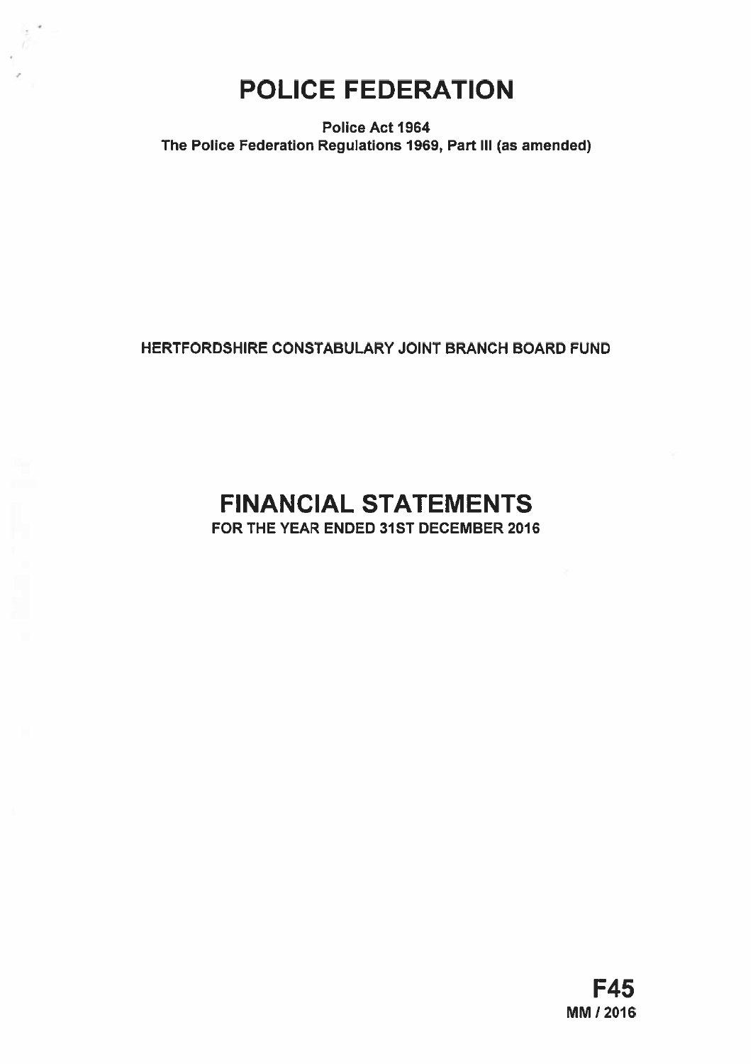# POLICE FEDERATION

**Police Act 1964**
**The Police Federation Regulations 1969, Part III (as amended)**

**HERTFORDSHIRE CONSTABULARY JOINT BRANCH BOARD FUND**

# FINANCIAL STATEMENTS

**FOR THE YEAR ENDED 31ST DECEMBER 2016**

**F45**
**MM / 2016**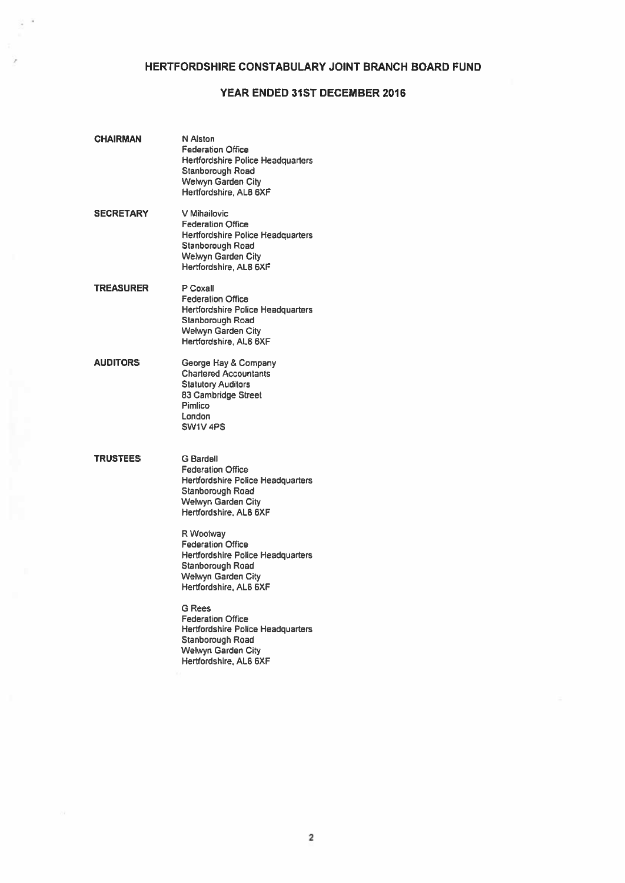# HERTFORDSHIRE CONSTABULARY JOINT BRANCH BOARD FUND

## YEAR ENDED 31ST DECEMBER 2016

**CHAIRMAN**

N Alston
Federation Office
Hertfordshire Police Headquarters
Stanborough Road
Welwyn Garden City
Hertfordshire, AL8 6XF

**SECRETARY**

V Mihailovic
Federation Office
Hertfordshire Police Headquarters
Stanborough Road
Welwyn Garden City
Hertfordshire, AL8 6XF

**TREASURER**

P Coxall
Federation Office
Hertfordshire Police Headquarters
Stanborough Road
Welwyn Garden City
Hertfordshire, AL8 6XF

**AUDITORS**

George Hay & Company
Chartered Accountants
Statutory Auditors
83 Cambridge Street
Pimlico
London
SW1V 4PS

**TRUSTEES**

G Bardell
Federation Office
Hertfordshire Police Headquarters
Stanborough Road
Welwyn Garden City
Hertfordshire, AL8 6XF

R Woolway
Federation Office
Hertfordshire Police Headquarters
Stanborough Road
Welwyn Garden City
Hertfordshire, AL8 6XF

G Rees
Federation Office
Hertfordshire Police Headquarters
Stanborough Road
Welwyn Garden City
Hertfordshire, AL8 6XF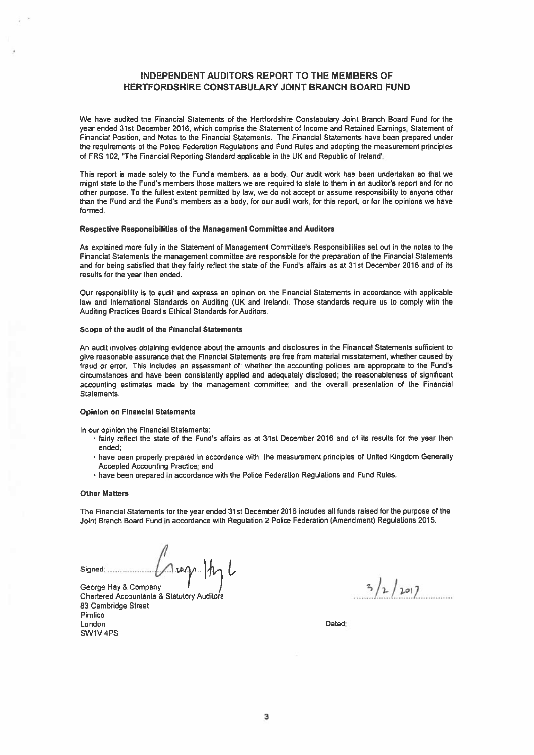# INDEPENDENT AUDITORS REPORT TO THE MEMBERS OF HERTFORDSHIRE CONSTABULARY JOINT BRANCH BOARD FUND

We have audited the Financial Statements of the Hertfordshire Constabulary Joint Branch Board Fund for the year ended 31st December 2016, which comprise the Statement of Income and Retained Earnings, Statement of Financial Position, and Notes to the Financial Statements. The Financial Statements have been prepared under the requirements of the Police Federation Regulations and Fund Rules and adopting the measurement principles of FRS 102, "The Financial Reporting Standard applicable in the UK and Republic of Ireland'.

This report is made solely to the Fund's members, as a body. Our audit work has been undertaken so that we might state to the Fund's members those matters we are required to state to them in an auditor's report and for no other purpose. To the fullest extent permitted by law, we do not accept or assume responsibility to anyone other than the Fund and the Fund's members as a body, for our audit work, for this report, or for the opinions we have formed.

**Respective Responsibilities of the Management Committee and Auditors**

As explained more fully in the Statement of Management Committee's Responsibilities set out in the notes to the Financial Statements the management committee are responsible for the preparation of the Financial Statements and for being satisfied that they fairly reflect the state of the Fund's affairs as at 31st December 2016 and of its results for the year then ended.

Our responsibility is to audit and express an opinion on the Financial Statements in accordance with applicable law and International Standards on Auditing (UK and Ireland). Those standards require us to comply with the Auditing Practices Board's Ethical Standards for Auditors.

**Scope of the audit of the Financial Statements**

An audit involves obtaining evidence about the amounts and disclosures in the Financial Statements sufficient to give reasonable assurance that the Financial Statements are free from material misstatement, whether caused by fraud or error. This includes an assessment of: whether the accounting policies are appropriate to the Fund's circumstances and have been consistently applied and adequately disclosed; the reasonableness of significant accounting estimates made by the management committee; and the overall presentation of the Financial Statements.

**Opinion on Financial Statements**

In our opinion the Financial Statements:

- fairly reflect the state of the Fund's affairs as at 31st December 2016 and of its results for the year then ended;
- have been properly prepared in accordance with the measurement principles of United Kingdom Generally Accepted Accounting Practice; and
- have been prepared in accordance with the Police Federation Regulations and Fund Rules.

**Other Matters**

The Financial Statements for the year ended 31st December 2016 includes all funds raised for the purpose of the Joint Branch Board Fund in accordance with Regulation 2 Police Federation (Amendment) Regulations 2015.

Signed: George Hay & Co

George Hay & Company
Chartered Accountants & Statutory Auditors
83 Cambridge Street
Pimlico
London
SW1V 4PS

Dated: 3/2/2017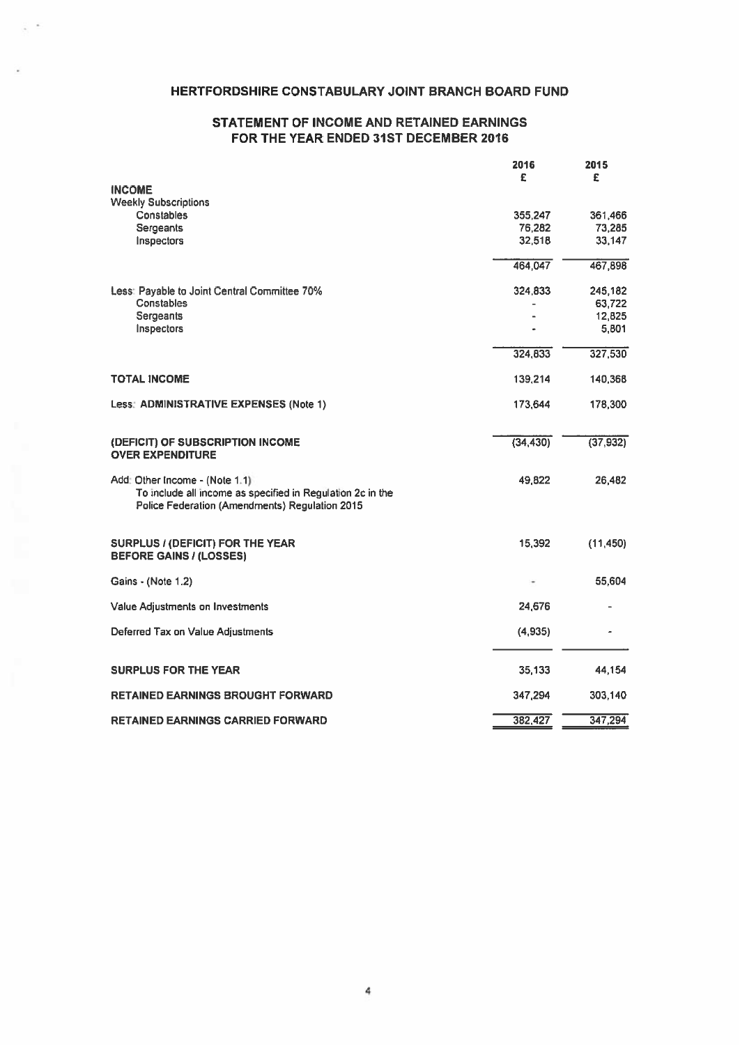# HERTFORDSHIRE CONSTABULARY JOINT BRANCH BOARD FUND

## STATEMENT OF INCOME AND RETAINED EARNINGS FOR THE YEAR ENDED 31ST DECEMBER 2016

| | 2016 £ | 2015 £ |
|---|---|---|
| **INCOME** | | |
| Weekly Subscriptions | | |
| Constables | 355,247 | 361,466 |
| Sergeants | 76,282 | 73,285 |
| Inspectors | 32,518 | 33,147 |
| | 464,047 | 467,898 |
| Less: Payable to Joint Central Committee 70% | 324,833 | 245,182 |
| Constables | - | 63,722 |
| Sergeants | - | 12,825 |
| Inspectors | - | 5,801 |
| | 324,833 | 327,530 |
| **TOTAL INCOME** | 139,214 | 140,368 |
| Less: **ADMINISTRATIVE EXPENSES (Note 1)** | 173,644 | 178,300 |
| **(DEFICIT) OF SUBSCRIPTION INCOME OVER EXPENDITURE** | (34,430) | (37,932) |
| Add: Other Income - (Note 1.1) To include all income as specified in Regulation 2c in the Police Federation (Amendments) Regulation 2015 | 49,822 | 26,482 |
| **SURPLUS / (DEFICIT) FOR THE YEAR BEFORE GAINS / (LOSSES)** | 15,392 | (11,450) |
| Gains - (Note 1.2) | - | 55,604 |
| Value Adjustments on Investments | 24,676 | - |
| Deferred Tax on Value Adjustments | (4,935) | - |
| **SURPLUS FOR THE YEAR** | 35,133 | 44,154 |
| **RETAINED EARNINGS BROUGHT FORWARD** | 347,294 | 303,140 |
| **RETAINED EARNINGS CARRIED FORWARD** | 382,427 | 347,294 |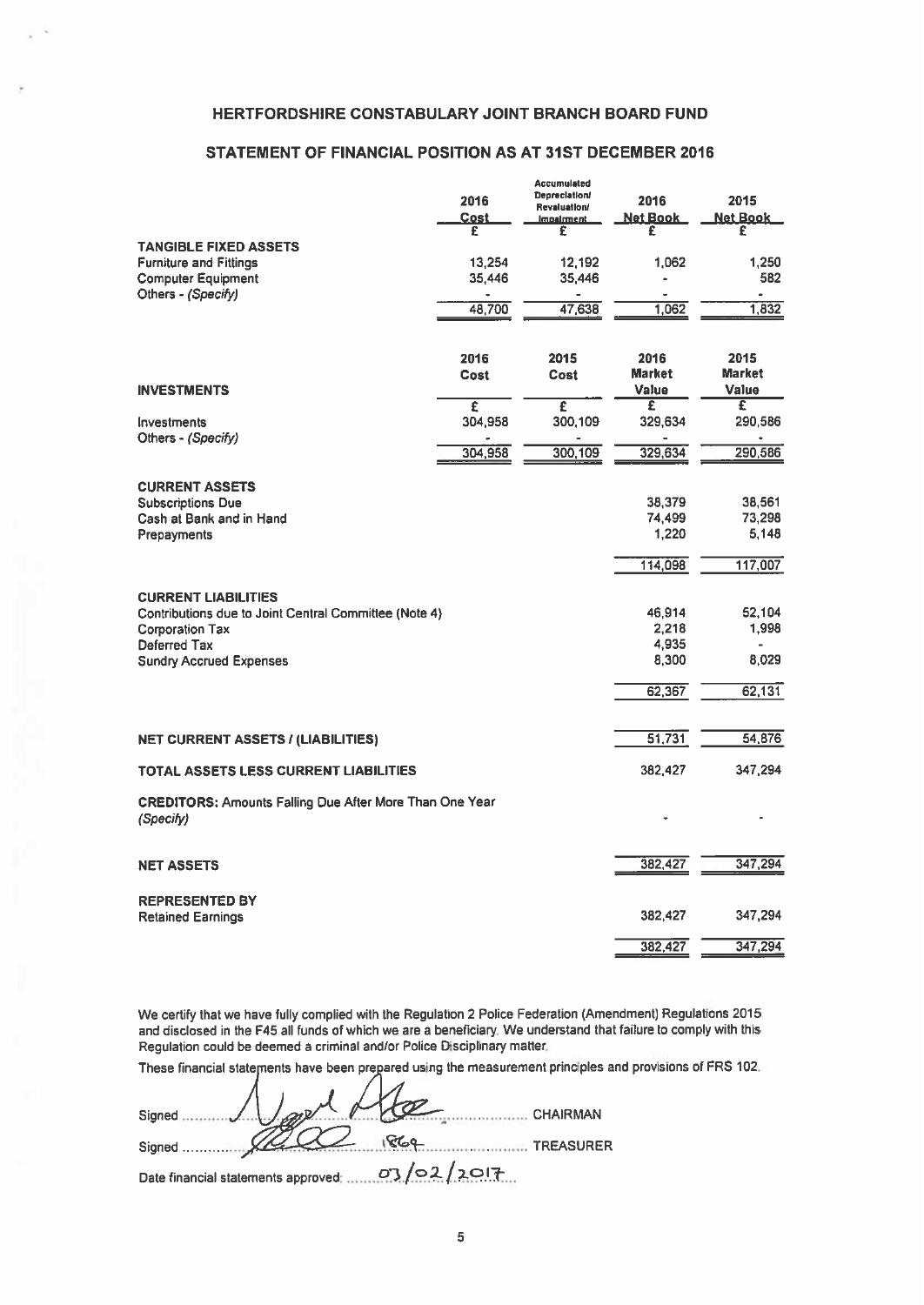# HERTFORDSHIRE CONSTABULARY JOINT BRANCH BOARD FUND

## STATEMENT OF FINANCIAL POSITION AS AT 31ST DECEMBER 2016

| | 2016 Cost | Accumulated Depreciation/ Revaluation/ Impairment | 2016 Net Book | 2015 Net Book |
|---|---|---|---|---|
| | £ | £ | £ | £ |
| **TANGIBLE FIXED ASSETS** | | | | |
| Furniture and Fittings | 13,254 | 12,192 | 1,062 | 1,250 |
| Computer Equipment | 35,446 | 35,446 | - | 582 |
| Others - *(Specify)* | - | - | - | - |
| | 48,700 | 47,638 | 1,062 | 1,832 |

| **INVESTMENTS** | 2016 Cost | 2015 Cost | 2016 Market Value | 2015 Market Value |
|---|---|---|---|---|
| | £ | £ | £ | £ |
| Investments | 304,958 | 300,109 | 329,634 | 290,586 |
| Others - *(Specify)* | - | - | - | - |
| | 304,958 | 300,109 | 329,634 | 290,586 |

| | 2016 | 2015 |
|---|---|---|
| **CURRENT ASSETS** | | |
| Subscriptions Due | 38,379 | 38,561 |
| Cash at Bank and in Hand | 74,499 | 73,298 |
| Prepayments | 1,220 | 5,148 |
| | 114,098 | 117,007 |
| **CURRENT LIABILITIES** | | |
| Contributions due to Joint Central Committee (Note 4) | 46,914 | 52,104 |
| Corporation Tax | 2,218 | 1,998 |
| Deferred Tax | 4,935 | - |
| Sundry Accrued Expenses | 8,300 | 8,029 |
| | 62,367 | 62,131 |
| **NET CURRENT ASSETS / (LIABILITIES)** | 51,731 | 54,876 |
| **TOTAL ASSETS LESS CURRENT LIABILITIES** | 382,427 | 347,294 |
| **CREDITORS:** Amounts Falling Due After More Than One Year *(Specify)* | - | - |
| **NET ASSETS** | 382,427 | 347,294 |
| **REPRESENTED BY** | | |
| Retained Earnings | 382,427 | 347,294 |
| | 382,427 | 347,294 |

We certify that we have fully complied with the Regulation 2 Police Federation (Amendment) Regulations 2015 and disclosed in the F45 all funds of which we are a beneficiary. We understand that failure to comply with this Regulation could be deemed a criminal and/or Police Disciplinary matter.

These financial statements have been prepared using the measurement principles and provisions of FRS 102.

Signed .................................................. CHAIRMAN

Signed .................................................. TREASURER

Date financial statements approved: 03/02/2017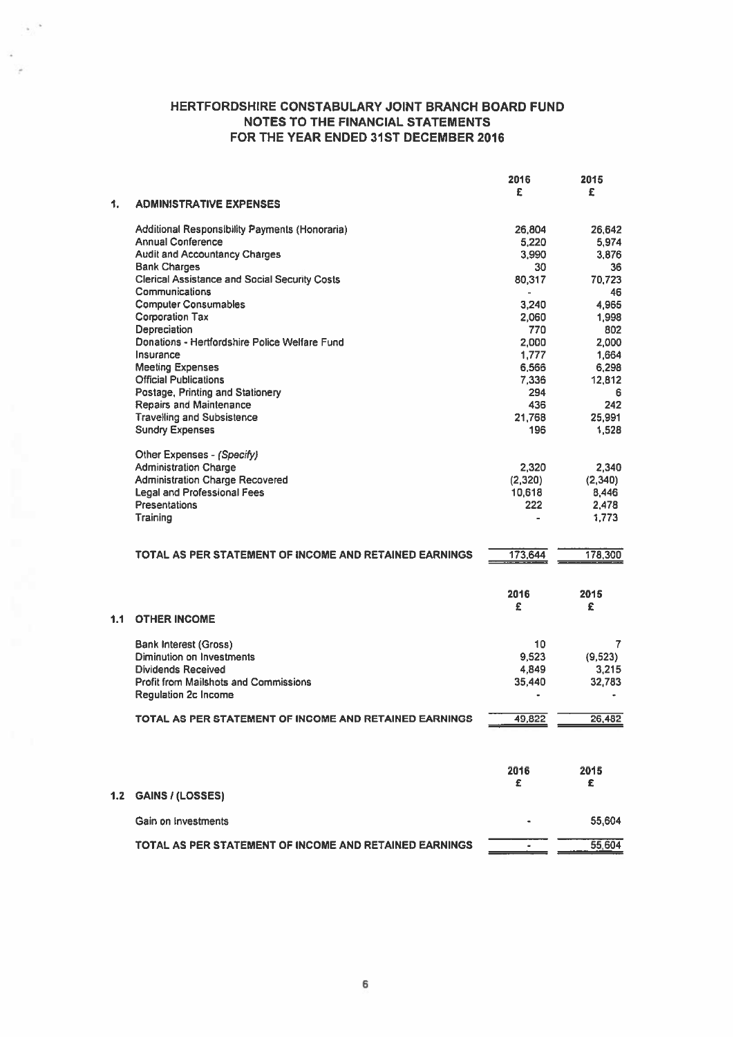# HERTFORDSHIRE CONSTABULARY JOINT BRANCH BOARD FUND
## NOTES TO THE FINANCIAL STATEMENTS
## FOR THE YEAR ENDED 31ST DECEMBER 2016

| | | 2016 | 2015 |
|---|---|---|---|
| | | £ | £ |
| **1.** | **ADMINISTRATIVE EXPENSES** | | |
| | Additional Responsibility Payments (Honoraria) | 26,804 | 26,642 |
| | Annual Conference | 5,220 | 5,974 |
| | Audit and Accountancy Charges | 3,990 | 3,876 |
| | Bank Charges | 30 | 36 |
| | Clerical Assistance and Social Security Costs | 80,317 | 70,723 |
| | Communications | - | 46 |
| | Computer Consumables | 3,240 | 4,965 |
| | Corporation Tax | 2,060 | 1,998 |
| | Depreciation | 770 | 802 |
| | Donations - Hertfordshire Police Welfare Fund | 2,000 | 2,000 |
| | Insurance | 1,777 | 1,664 |
| | Meeting Expenses | 6,566 | 6,298 |
| | Official Publications | 7,336 | 12,812 |
| | Postage, Printing and Stationery | 294 | 6 |
| | Repairs and Maintenance | 436 | 242 |
| | Travelling and Subsistence | 21,768 | 25,991 |
| | Sundry Expenses | 196 | 1,528 |
| | Other Expenses - *(Specify)* | | |
| | Administration Charge | 2,320 | 2,340 |
| | Administration Charge Recovered | (2,320) | (2,340) |
| | Legal and Professional Fees | 10,618 | 8,446 |
| | Presentations | 222 | 2,478 |
| | Training | - | 1,773 |
| | **TOTAL AS PER STATEMENT OF INCOME AND RETAINED EARNINGS** | 173,644 | 178,300 |

| | | 2016 | 2015 |
|---|---|---|---|
| | | £ | £ |
| **1.1** | **OTHER INCOME** | | |
| | Bank Interest (Gross) | 10 | 7 |
| | Diminution on Investments | 9,523 | (9,523) |
| | Dividends Received | 4,849 | 3,215 |
| | Profit from Mailshots and Commissions | 35,440 | 32,783 |
| | Regulation 2c Income | - | - |
| | **TOTAL AS PER STATEMENT OF INCOME AND RETAINED EARNINGS** | 49,822 | 26,482 |

| | | 2016 | 2015 |
|---|---|---|---|
| | | £ | £ |
| **1.2** | **GAINS / (LOSSES)** | | |
| | Gain on Investments | - | 55,604 |
| | **TOTAL AS PER STATEMENT OF INCOME AND RETAINED EARNINGS** | - | 55,604 |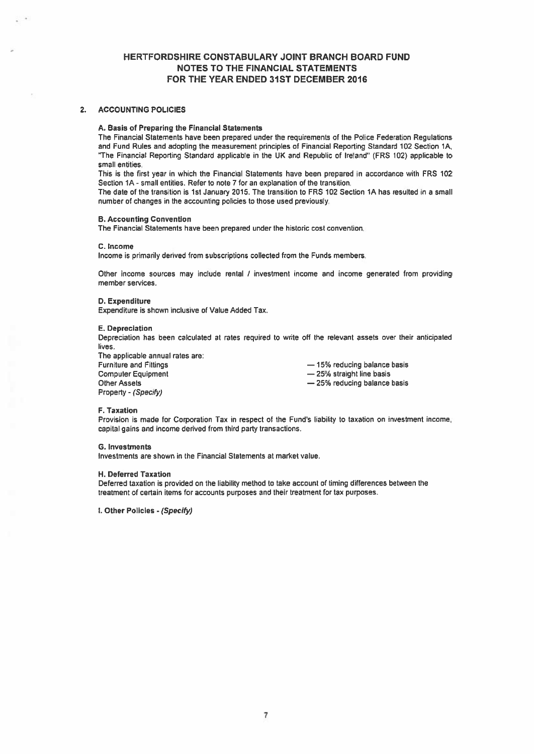# HERTFORDSHIRE CONSTABULARY JOINT BRANCH BOARD FUND
## NOTES TO THE FINANCIAL STATEMENTS
## FOR THE YEAR ENDED 31ST DECEMBER 2016

### 2. ACCOUNTING POLICIES

**A. Basis of Preparing the Financial Statements**

The Financial Statements have been prepared under the requirements of the Police Federation Regulations and Fund Rules and adopting the measurement principles of Financial Reporting Standard 102 Section 1A, "The Financial Reporting Standard applicable in the UK and Republic of Ireland" (FRS 102) applicable to small entities.

This is the first year in which the Financial Statements have been prepared in accordance with FRS 102 Section 1A - small entities. Refer to note 7 for an explanation of the transition.

The date of the transition is 1st January 2015. The transition to FRS 102 Section 1A has resulted in a small number of changes in the accounting policies to those used previously.

**B. Accounting Convention**

The Financial Statements have been prepared under the historic cost convention.

**C. Income**

Income is primarily derived from subscriptions collected from the Funds members.

Other income sources may include rental / investment income and income generated from providing member services.

**D. Expenditure**

Expenditure is shown inclusive of Value Added Tax.

**E. Depreciation**

Depreciation has been calculated at rates required to write off the relevant assets over their anticipated lives.

The applicable annual rates are:

| | |
|---|---|
| Furniture and Fittings | — 15% reducing balance basis |
| Computer Equipment | — 25% straight line basis |
| Other Assets | — 25% reducing balance basis |
| Property - *(Specify)* | |

**F. Taxation**

Provision is made for Corporation Tax in respect of the Fund's liability to taxation on investment income, capital gains and income derived from third party transactions.

**G. Investments**

Investments are shown in the Financial Statements at market value.

**H. Deferred Taxation**

Deferred taxation is provided on the liability method to take account of timing differences between the treatment of certain items for accounts purposes and their treatment for tax purposes.

**I. Other Policies - *(Specify)***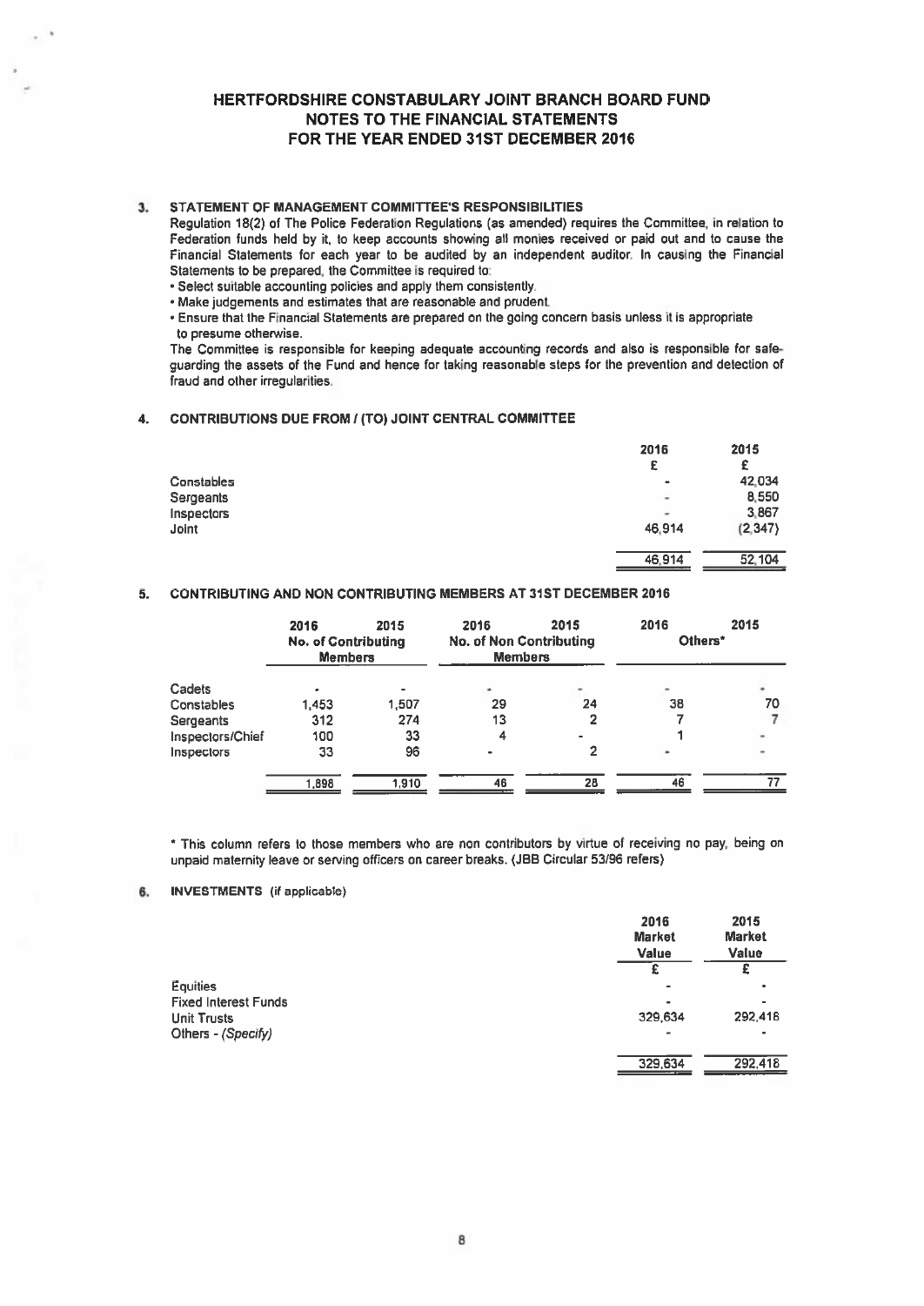# HERTFORDSHIRE CONSTABULARY JOINT BRANCH BOARD FUND
## NOTES TO THE FINANCIAL STATEMENTS
## FOR THE YEAR ENDED 31ST DECEMBER 2016

### 3. STATEMENT OF MANAGEMENT COMMITTEE'S RESPONSIBILITIES

Regulation 18(2) of The Police Federation Regulations (as amended) requires the Committee, in relation to Federation funds held by it, to keep accounts showing all monies received or paid out and to cause the Financial Statements for each year to be audited by an independent auditor. In causing the Financial Statements to be prepared, the Committee is required to:

- Select suitable accounting policies and apply them consistently.
- Make judgements and estimates that are reasonable and prudent.
- Ensure that the Financial Statements are prepared on the going concern basis unless it is appropriate to presume otherwise.

The Committee is responsible for keeping adequate accounting records and also is responsible for safe-guarding the assets of the Fund and hence for taking reasonable steps for the prevention and detection of fraud and other irregularities.

### 4. CONTRIBUTIONS DUE FROM / (TO) JOINT CENTRAL COMMITTEE

| | 2016 | 2015 |
|---|---|---|
| | £ | £ |
| Constables | - | 42,034 |
| Sergeants | - | 8,550 |
| Inspectors | - | 3,867 |
| Joint | 46,914 | (2,347) |
| | 46,914 | 52,104 |

### 5. CONTRIBUTING AND NON CONTRIBUTING MEMBERS AT 31ST DECEMBER 2016

| | 2016 | 2015 | 2016 | 2015 | 2016 | 2015 |
|---|---|---|---|---|---|---|
| | No. of Contributing Members | | No. of Non Contributing Members | | Others* | |
| Cadets | - | - | - | - | - | - |
| Constables | 1,453 | 1,507 | 29 | 24 | 38 | 70 |
| Sergeants | 312 | 274 | 13 | 2 | 7 | 7 |
| Inspectors/Chief | 100 | 33 | 4 | - | 1 | - |
| Inspectors | 33 | 96 | - | 2 | - | - |
| | 1,898 | 1,910 | 46 | 28 | 46 | 77 |

\* This column refers to those members who are non contributors by virtue of receiving no pay, being on unpaid maternity leave or serving officers on career breaks. (JBB Circular 53/96 refers)

### 6. INVESTMENTS (if applicable)

| | 2016 Market Value | 2015 Market Value |
|---|---|---|
| | £ | £ |
| Equities | - | - |
| Fixed Interest Funds | - | - |
| Unit Trusts | 329,634 | 292,418 |
| Others - *(Specify)* | - | - |
| | 329,634 | 292,418 |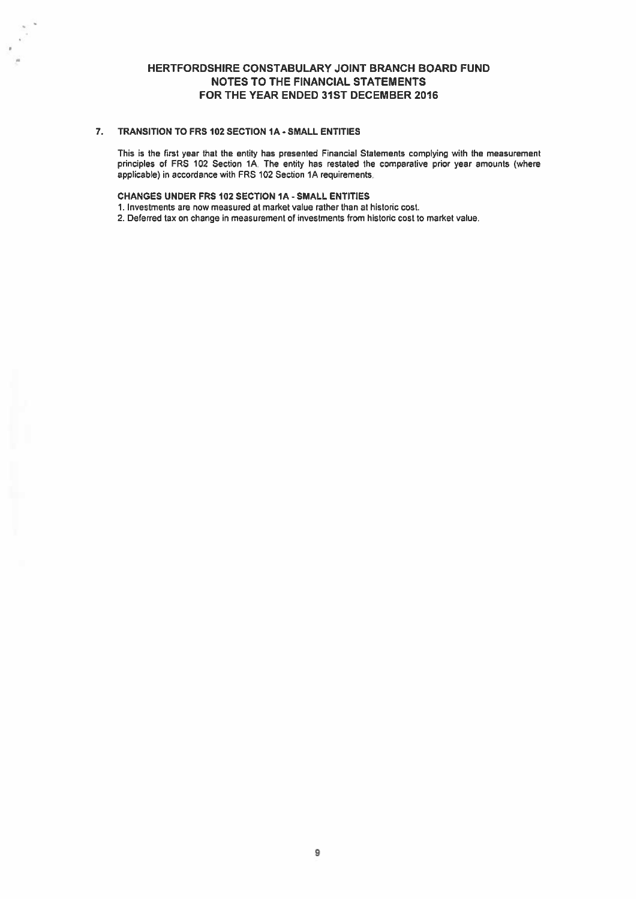# HERTFORDSHIRE CONSTABULARY JOINT BRANCH BOARD FUND
## NOTES TO THE FINANCIAL STATEMENTS
## FOR THE YEAR ENDED 31ST DECEMBER 2016

### 7. TRANSITION TO FRS 102 SECTION 1A - SMALL ENTITIES

This is the first year that the entity has presented Financial Statements complying with the measurement principles of FRS 102 Section 1A. The entity has restated the comparative prior year amounts (where applicable) in accordance with FRS 102 Section 1A requirements.

**CHANGES UNDER FRS 102 SECTION 1A - SMALL ENTITIES**

1. Investments are now measured at market value rather than at historic cost.
2. Deferred tax on change in measurement of investments from historic cost to market value.